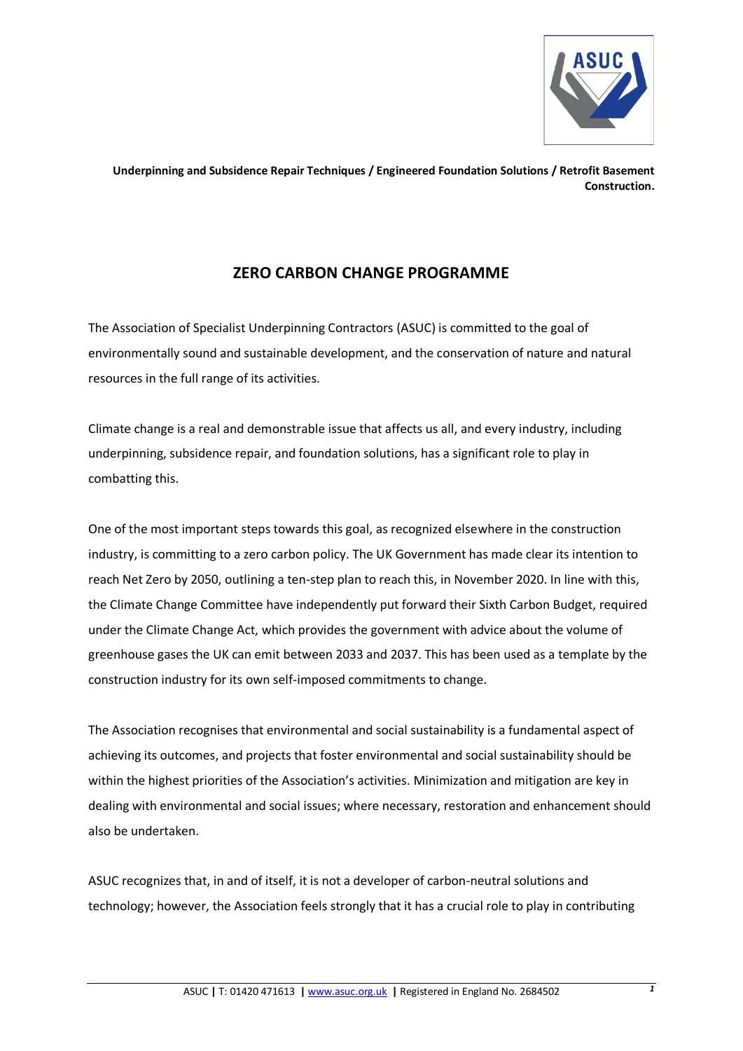**Underpinning and Subsidence Repair Techniques / Engineered Foundation Solutions / Retrofit Basement Construction.**

## ZERO CARBON CHANGE PROGRAMME

The Association of Specialist Underpinning Contractors (ASUC) is committed to the goal of environmentally sound and sustainable development, and the conservation of nature and natural resources in the full range of its activities.

Climate change is a real and demonstrable issue that affects us all, and every industry, including underpinning, subsidence repair, and foundation solutions, has a significant role to play in combatting this.

One of the most important steps towards this goal, as recognized elsewhere in the construction industry, is committing to a zero carbon policy. The UK Government has made clear its intention to reach Net Zero by 2050, outlining a ten-step plan to reach this, in November 2020. In line with this, the Climate Change Committee have independently put forward their Sixth Carbon Budget, required under the Climate Change Act, which provides the government with advice about the volume of greenhouse gases the UK can emit between 2033 and 2037. This has been used as a template by the construction industry for its own self-imposed commitments to change.

The Association recognises that environmental and social sustainability is a fundamental aspect of achieving its outcomes, and projects that foster environmental and social sustainability should be within the highest priorities of the Association's activities. Minimization and mitigation are key in dealing with environmental and social issues; where necessary, restoration and enhancement should also be undertaken.

ASUC recognizes that, in and of itself, it is not a developer of carbon-neutral solutions and technology; however, the Association feels strongly that it has a crucial role to play in contributing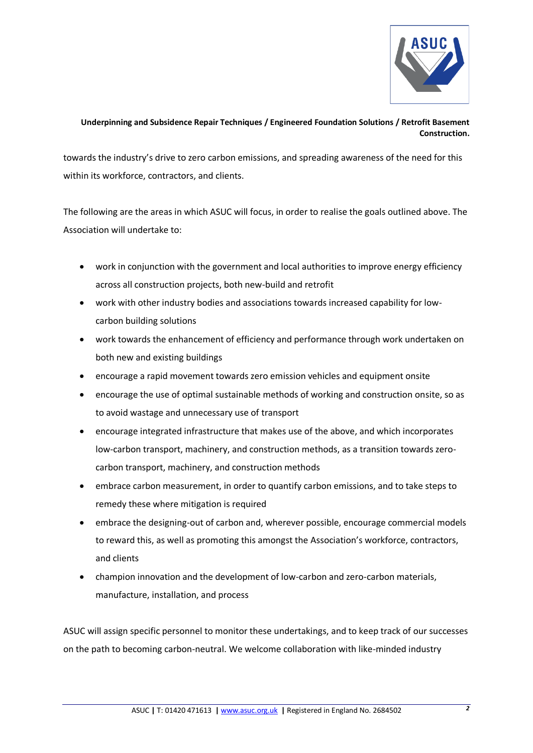towards the industry's drive to zero carbon emissions, and spreading awareness of the need for this within its workforce, contractors, and clients.

The following are the areas in which ASUC will focus, in order to realise the goals outlined above. The Association will undertake to:

- work in conjunction with the government and local authorities to improve energy efficiency across all construction projects, both new-build and retrofit
- work with other industry bodies and associations towards increased capability for low-carbon building solutions
- work towards the enhancement of efficiency and performance through work undertaken on both new and existing buildings
- encourage a rapid movement towards zero emission vehicles and equipment onsite
- encourage the use of optimal sustainable methods of working and construction onsite, so as to avoid wastage and unnecessary use of transport
- encourage integrated infrastructure that makes use of the above, and which incorporates low-carbon transport, machinery, and construction methods, as a transition towards zero-carbon transport, machinery, and construction methods
- embrace carbon measurement, in order to quantify carbon emissions, and to take steps to remedy these where mitigation is required
- embrace the designing-out of carbon and, wherever possible, encourage commercial models to reward this, as well as promoting this amongst the Association's workforce, contractors, and clients
- champion innovation and the development of low-carbon and zero-carbon materials, manufacture, installation, and process

ASUC will assign specific personnel to monitor these undertakings, and to keep track of our successes on the path to becoming carbon-neutral. We welcome collaboration with like-minded industry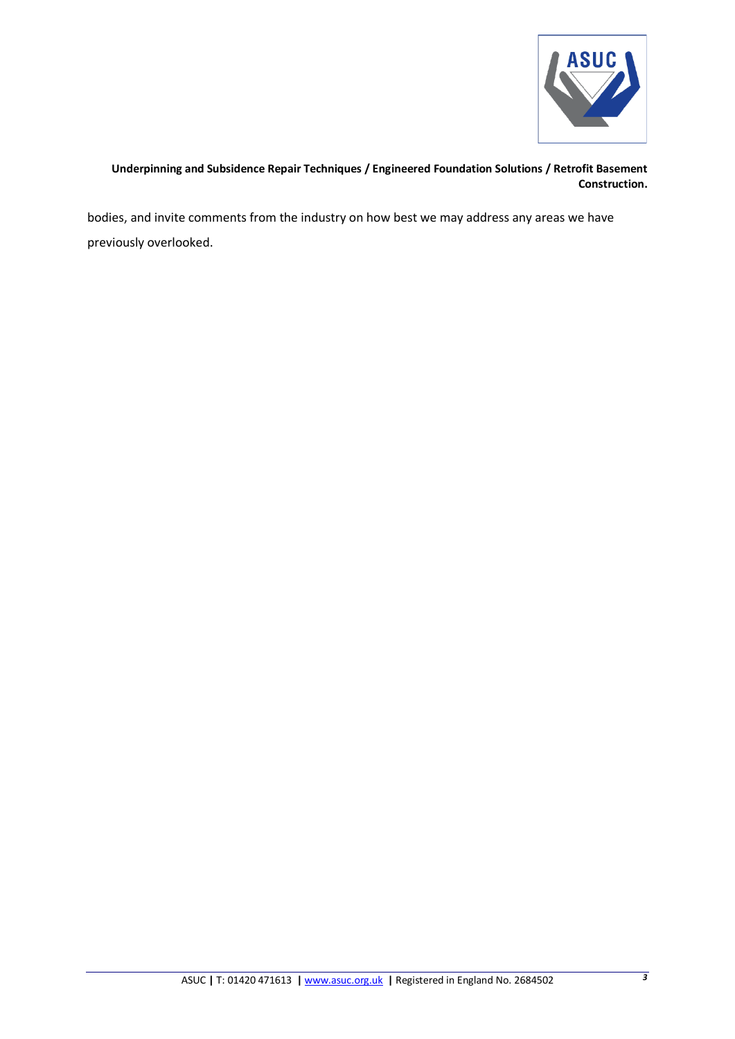bodies, and invite comments from the industry on how best we may address any areas we have previously overlooked.